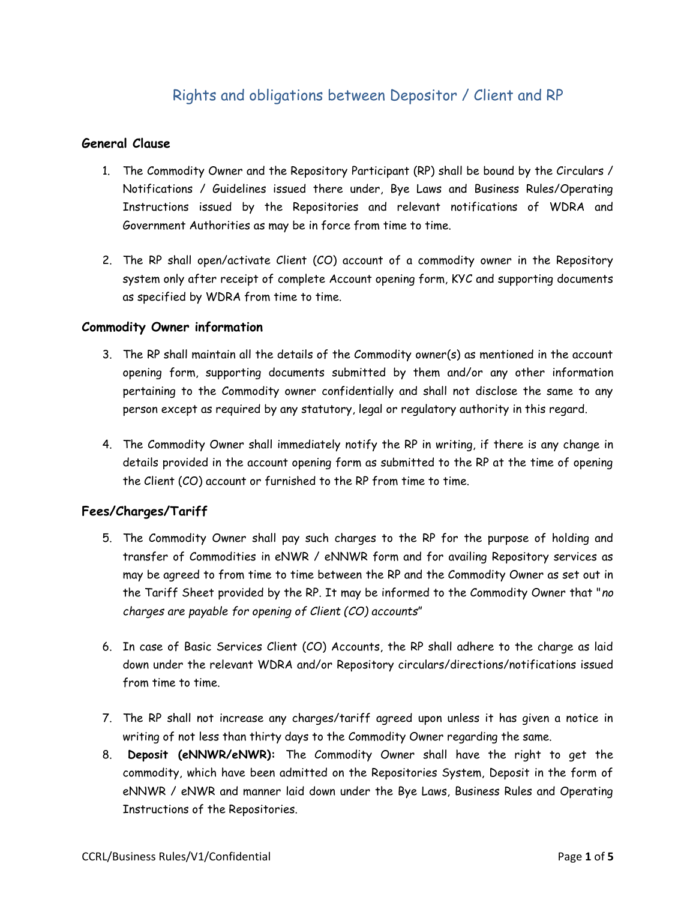# Rights and obligations between Depositor / Client and RP

### General Clause

1. The Commodity Owner and the Repository Participant (RP) shall be bound by the Circulars / Notifications / Guidelines issued there under, Bye Laws and Business Rules/Operating Instructions issued by the Repositories and relevant notifications of WDRA and Government Authorities as may be in force from time to time.

2. The RP shall open/activate Client (CO) account of a commodity owner in the Repository system only after receipt of complete Account opening form, KYC and supporting documents as specified by WDRA from time to time.

### Commodity Owner information

3. The RP shall maintain all the details of the Commodity owner(s) as mentioned in the account opening form, supporting documents submitted by them and/or any other information pertaining to the Commodity owner confidentially and shall not disclose the same to any person except as required by any statutory, legal or regulatory authority in this regard.

4. The Commodity Owner shall immediately notify the RP in writing, if there is any change in details provided in the account opening form as submitted to the RP at the time of opening the Client (CO) account or furnished to the RP from time to time.

### Fees/Charges/Tariff

5. The Commodity Owner shall pay such charges to the RP for the purpose of holding and transfer of Commodities in eNWR / eNNWR form and for availing Repository services as may be agreed to from time to time between the RP and the Commodity Owner as set out in the Tariff Sheet provided by the RP. It may be informed to the Commodity Owner that "*no charges are payable for opening of Client (CO) accounts*"

6. In case of Basic Services Client (CO) Accounts, the RP shall adhere to the charge as laid down under the relevant WDRA and/or Repository circulars/directions/notifications issued from time to time.

7. The RP shall not increase any charges/tariff agreed upon unless it has given a notice in writing of not less than thirty days to the Commodity Owner regarding the same.

8. **Deposit (eNNWR/eNWR):** The Commodity Owner shall have the right to get the commodity, which have been admitted on the Repositories System, Deposit in the form of eNNWR / eNWR and manner laid down under the Bye Laws, Business Rules and Operating Instructions of the Repositories.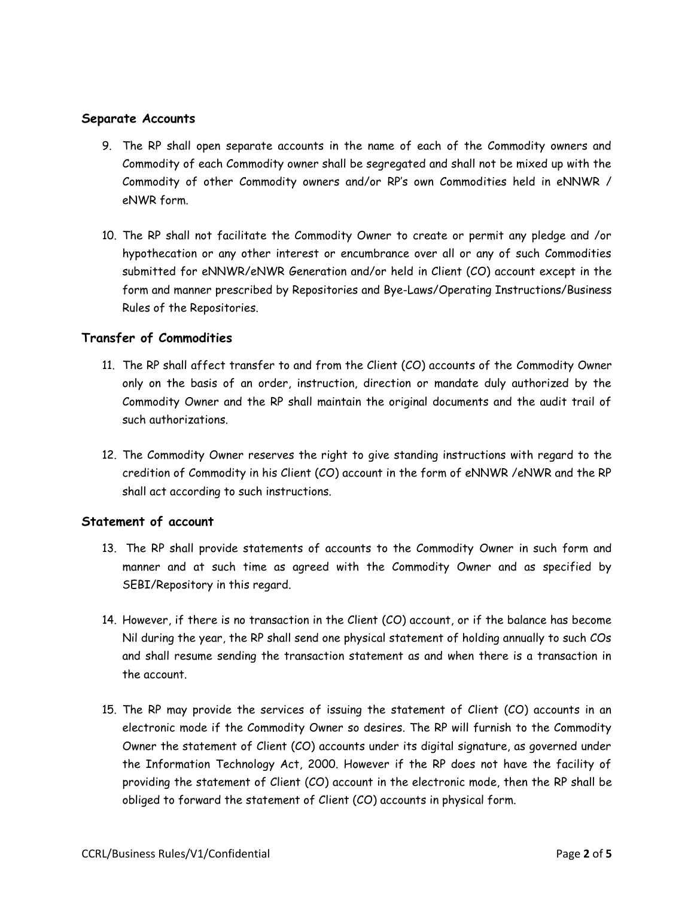## Separate Accounts

9. The RP shall open separate accounts in the name of each of the Commodity owners and Commodity of each Commodity owner shall be segregated and shall not be mixed up with the Commodity of other Commodity owners and/or RP's own Commodities held in eNNWR / eNWR form.

10. The RP shall not facilitate the Commodity Owner to create or permit any pledge and /or hypothecation or any other interest or encumbrance over all or any of such Commodities submitted for eNNWR/eNWR Generation and/or held in Client (CO) account except in the form and manner prescribed by Repositories and Bye-Laws/Operating Instructions/Business Rules of the Repositories.

## Transfer of Commodities

11. The RP shall affect transfer to and from the Client (CO) accounts of the Commodity Owner only on the basis of an order, instruction, direction or mandate duly authorized by the Commodity Owner and the RP shall maintain the original documents and the audit trail of such authorizations.

12. The Commodity Owner reserves the right to give standing instructions with regard to the credition of Commodity in his Client (CO) account in the form of eNNWR /eNWR and the RP shall act according to such instructions.

## Statement of account

13. The RP shall provide statements of accounts to the Commodity Owner in such form and manner and at such time as agreed with the Commodity Owner and as specified by SEBI/Repository in this regard.

14. However, if there is no transaction in the Client (CO) account, or if the balance has become Nil during the year, the RP shall send one physical statement of holding annually to such COs and shall resume sending the transaction statement as and when there is a transaction in the account.

15. The RP may provide the services of issuing the statement of Client (CO) accounts in an electronic mode if the Commodity Owner so desires. The RP will furnish to the Commodity Owner the statement of Client (CO) accounts under its digital signature, as governed under the Information Technology Act, 2000. However if the RP does not have the facility of providing the statement of Client (CO) account in the electronic mode, then the RP shall be obliged to forward the statement of Client (CO) accounts in physical form.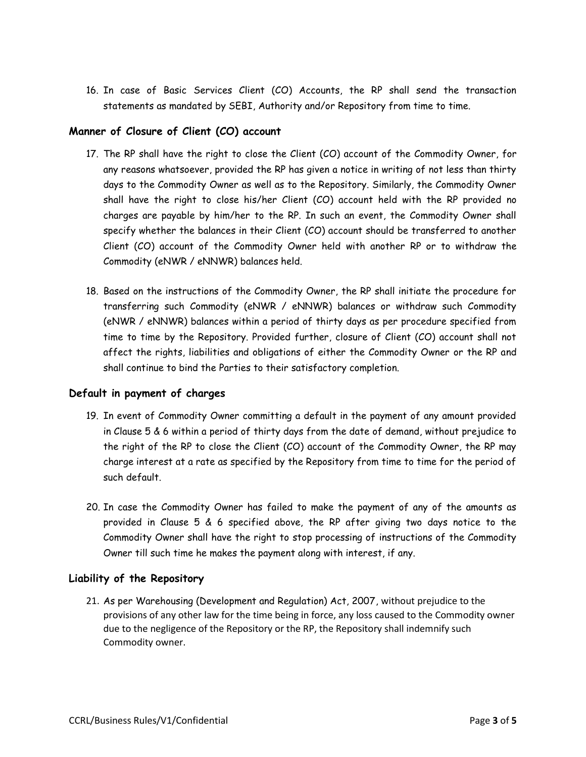16. In case of Basic Services Client (CO) Accounts, the RP shall send the transaction statements as mandated by SEBI, Authority and/or Repository from time to time.

### Manner of Closure of Client (CO) account

17. The RP shall have the right to close the Client (CO) account of the Commodity Owner, for any reasons whatsoever, provided the RP has given a notice in writing of not less than thirty days to the Commodity Owner as well as to the Repository. Similarly, the Commodity Owner shall have the right to close his/her Client (CO) account held with the RP provided no charges are payable by him/her to the RP. In such an event, the Commodity Owner shall specify whether the balances in their Client (CO) account should be transferred to another Client (CO) account of the Commodity Owner held with another RP or to withdraw the Commodity (eNWR / eNNWR) balances held.

18. Based on the instructions of the Commodity Owner, the RP shall initiate the procedure for transferring such Commodity (eNWR / eNNWR) balances or withdraw such Commodity (eNWR / eNNWR) balances within a period of thirty days as per procedure specified from time to time by the Repository. Provided further, closure of Client (CO) account shall not affect the rights, liabilities and obligations of either the Commodity Owner or the RP and shall continue to bind the Parties to their satisfactory completion.

### Default in payment of charges

19. In event of Commodity Owner committing a default in the payment of any amount provided in Clause 5 & 6 within a period of thirty days from the date of demand, without prejudice to the right of the RP to close the Client (CO) account of the Commodity Owner, the RP may charge interest at a rate as specified by the Repository from time to time for the period of such default.

20. In case the Commodity Owner has failed to make the payment of any of the amounts as provided in Clause 5 & 6 specified above, the RP after giving two days notice to the Commodity Owner shall have the right to stop processing of instructions of the Commodity Owner till such time he makes the payment along with interest, if any.

### Liability of the Repository

21. As per Warehousing (Development and Regulation) Act, 2007, without prejudice to the provisions of any other law for the time being in force, any loss caused to the Commodity owner due to the negligence of the Repository or the RP, the Repository shall indemnify such Commodity owner.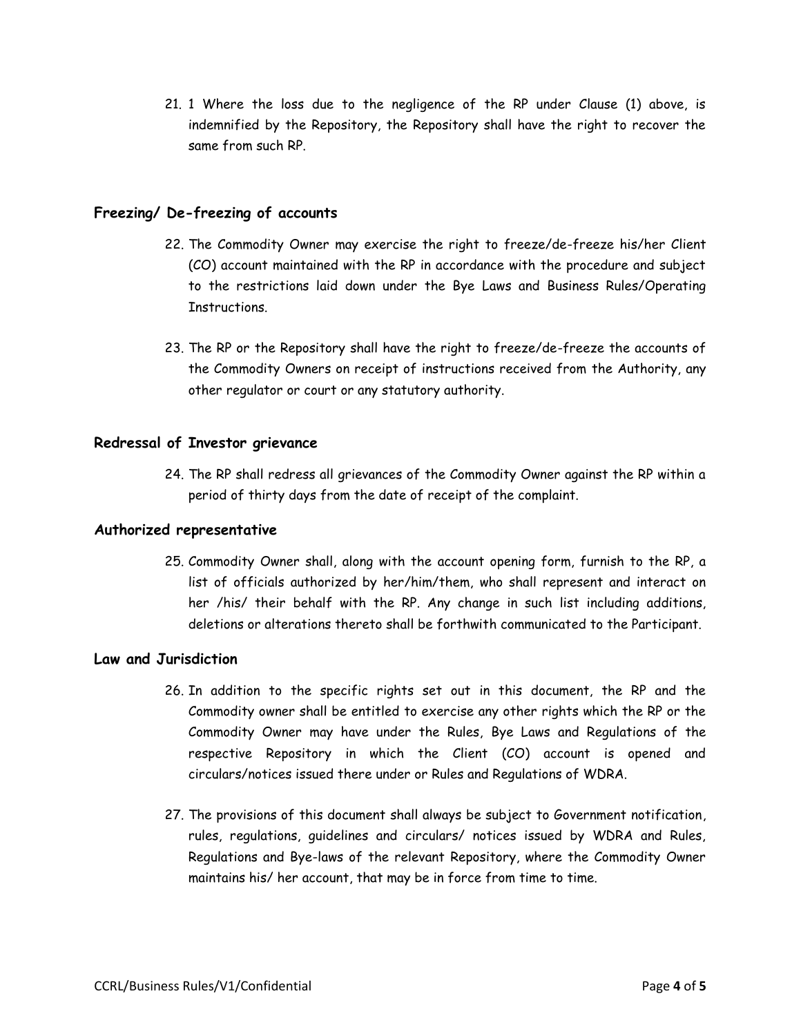21. 1 Where the loss due to the negligence of the RP under Clause (1) above, is indemnified by the Repository, the Repository shall have the right to recover the same from such RP.

### Freezing/ De-freezing of accounts

22. The Commodity Owner may exercise the right to freeze/de-freeze his/her Client (CO) account maintained with the RP in accordance with the procedure and subject to the restrictions laid down under the Bye Laws and Business Rules/Operating Instructions.

23. The RP or the Repository shall have the right to freeze/de-freeze the accounts of the Commodity Owners on receipt of instructions received from the Authority, any other regulator or court or any statutory authority.

### Redressal of Investor grievance

24. The RP shall redress all grievances of the Commodity Owner against the RP within a period of thirty days from the date of receipt of the complaint.

### Authorized representative

25. Commodity Owner shall, along with the account opening form, furnish to the RP, a list of officials authorized by her/him/them, who shall represent and interact on her /his/ their behalf with the RP. Any change in such list including additions, deletions or alterations thereto shall be forthwith communicated to the Participant.

### Law and Jurisdiction

26. In addition to the specific rights set out in this document, the RP and the Commodity owner shall be entitled to exercise any other rights which the RP or the Commodity Owner may have under the Rules, Bye Laws and Regulations of the respective Repository in which the Client (CO) account is opened and circulars/notices issued there under or Rules and Regulations of WDRA.

27. The provisions of this document shall always be subject to Government notification, rules, regulations, guidelines and circulars/ notices issued by WDRA and Rules, Regulations and Bye-laws of the relevant Repository, where the Commodity Owner maintains his/ her account, that may be in force from time to time.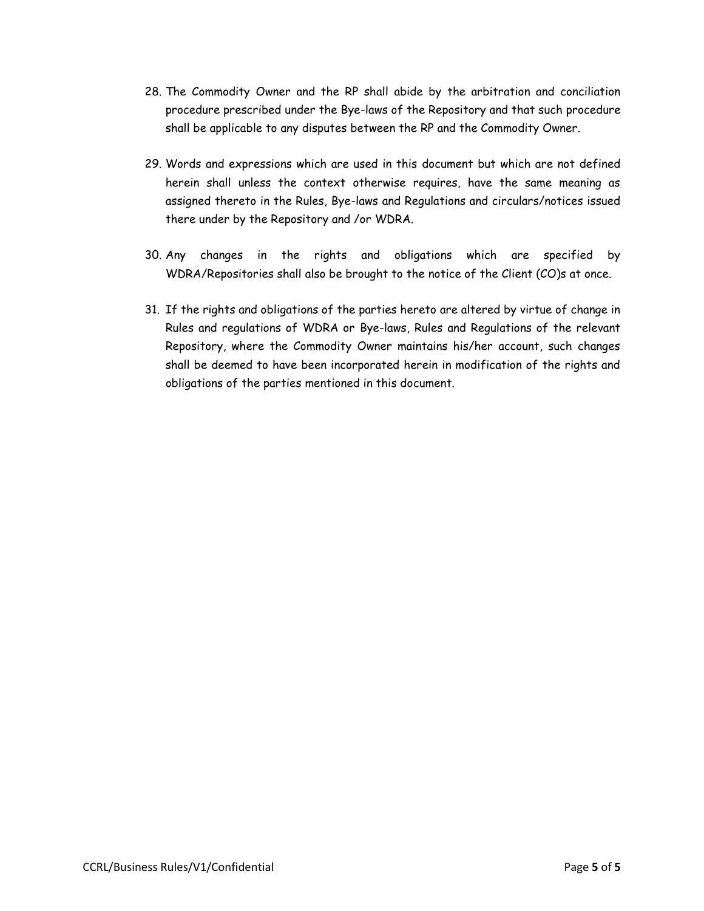28. The Commodity Owner and the RP shall abide by the arbitration and conciliation procedure prescribed under the Bye-laws of the Repository and that such procedure shall be applicable to any disputes between the RP and the Commodity Owner.

29. Words and expressions which are used in this document but which are not defined herein shall unless the context otherwise requires, have the same meaning as assigned thereto in the Rules, Bye-laws and Regulations and circulars/notices issued there under by the Repository and /or WDRA.

30. Any changes in the rights and obligations which are specified by WDRA/Repositories shall also be brought to the notice of the Client (CO)s at once.

31. If the rights and obligations of the parties hereto are altered by virtue of change in Rules and regulations of WDRA or Bye-laws, Rules and Regulations of the relevant Repository, where the Commodity Owner maintains his/her account, such changes shall be deemed to have been incorporated herein in modification of the rights and obligations of the parties mentioned in this document.